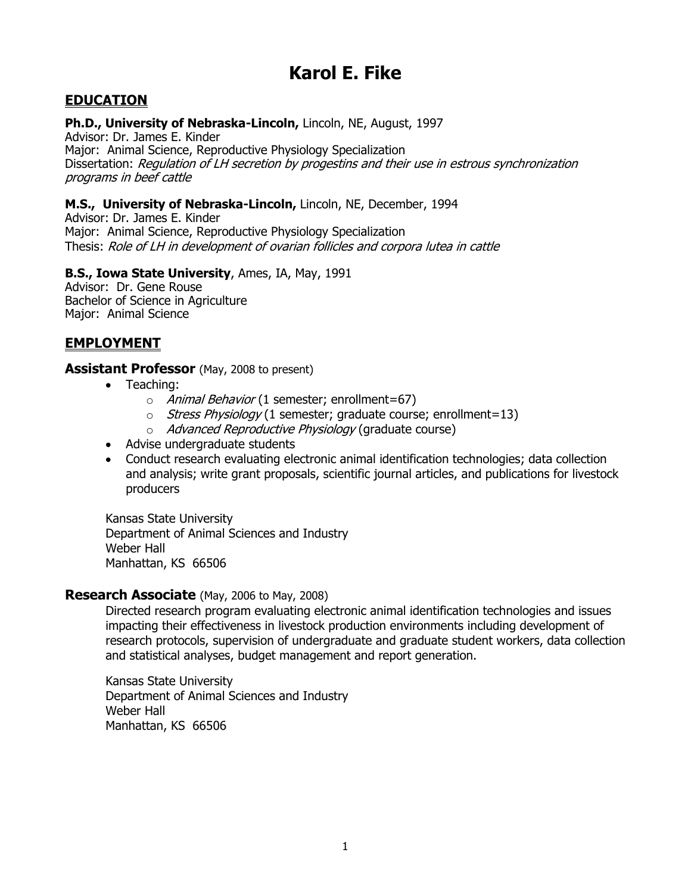# Karol E. Fike

## EDUCATION

**Ph.D., University of Nebraska-Lincoln,** Lincoln, NE, August, 1997
Advisor: Dr. James E. Kinder
Major: Animal Science, Reproductive Physiology Specialization
Dissertation: *Regulation of LH secretion by progestins and their use in estrous synchronization programs in beef cattle*

**M.S., University of Nebraska-Lincoln,** Lincoln, NE, December, 1994
Advisor: Dr. James E. Kinder
Major: Animal Science, Reproductive Physiology Specialization
Thesis: *Role of LH in development of ovarian follicles and corpora lutea in cattle*

**B.S., Iowa State University**, Ames, IA, May, 1991
Advisor: Dr. Gene Rouse
Bachelor of Science in Agriculture
Major: Animal Science

## EMPLOYMENT

### Assistant Professor (May, 2008 to present)

- Teaching:
  - *Animal Behavior* (1 semester; enrollment=67)
  - *Stress Physiology* (1 semester; graduate course; enrollment=13)
  - *Advanced Reproductive Physiology* (graduate course)
- Advise undergraduate students
- Conduct research evaluating electronic animal identification technologies; data collection and analysis; write grant proposals, scientific journal articles, and publications for livestock producers

Kansas State University
Department of Animal Sciences and Industry
Weber Hall
Manhattan, KS 66506

### Research Associate (May, 2006 to May, 2008)

Directed research program evaluating electronic animal identification technologies and issues impacting their effectiveness in livestock production environments including development of research protocols, supervision of undergraduate and graduate student workers, data collection and statistical analyses, budget management and report generation.

Kansas State University
Department of Animal Sciences and Industry
Weber Hall
Manhattan, KS 66506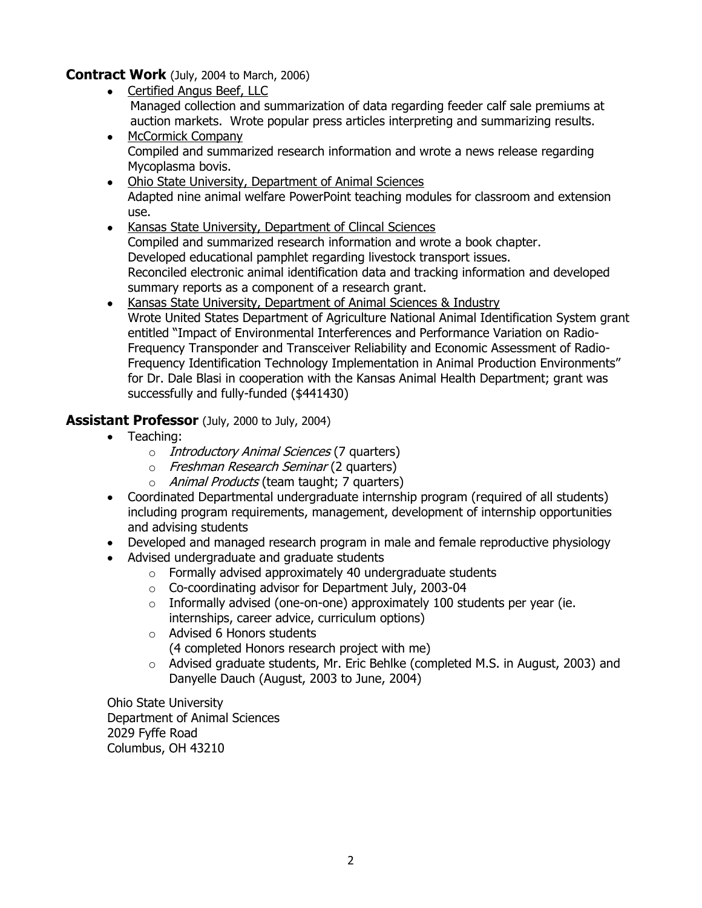**Contract Work** (July, 2004 to March, 2006)

- Certified Angus Beef, LLC
  Managed collection and summarization of data regarding feeder calf sale premiums at auction markets. Wrote popular press articles interpreting and summarizing results.
- McCormick Company
  Compiled and summarized research information and wrote a news release regarding Mycoplasma bovis.
- Ohio State University, Department of Animal Sciences
  Adapted nine animal welfare PowerPoint teaching modules for classroom and extension use.
- Kansas State University, Department of Clincal Sciences
  Compiled and summarized research information and wrote a book chapter.
  Developed educational pamphlet regarding livestock transport issues.
  Reconciled electronic animal identification data and tracking information and developed summary reports as a component of a research grant.
- Kansas State University, Department of Animal Sciences & Industry
  Wrote United States Department of Agriculture National Animal Identification System grant entitled "Impact of Environmental Interferences and Performance Variation on Radio-Frequency Transponder and Transceiver Reliability and Economic Assessment of Radio-Frequency Identification Technology Implementation in Animal Production Environments" for Dr. Dale Blasi in cooperation with the Kansas Animal Health Department; grant was successfully and fully-funded ($441430)

**Assistant Professor** (July, 2000 to July, 2004)

- Teaching:
  - *Introductory Animal Sciences* (7 quarters)
  - *Freshman Research Seminar* (2 quarters)
  - *Animal Products* (team taught; 7 quarters)
- Coordinated Departmental undergraduate internship program (required of all students) including program requirements, management, development of internship opportunities and advising students
- Developed and managed research program in male and female reproductive physiology
- Advised undergraduate and graduate students
  - Formally advised approximately 40 undergraduate students
  - Co-coordinating advisor for Department July, 2003-04
  - Informally advised (one-on-one) approximately 100 students per year (ie. internships, career advice, curriculum options)
  - Advised 6 Honors students
    (4 completed Honors research project with me)
  - Advised graduate students, Mr. Eric Behlke (completed M.S. in August, 2003) and Danyelle Dauch (August, 2003 to June, 2004)

Ohio State University
Department of Animal Sciences
2029 Fyffe Road
Columbus, OH 43210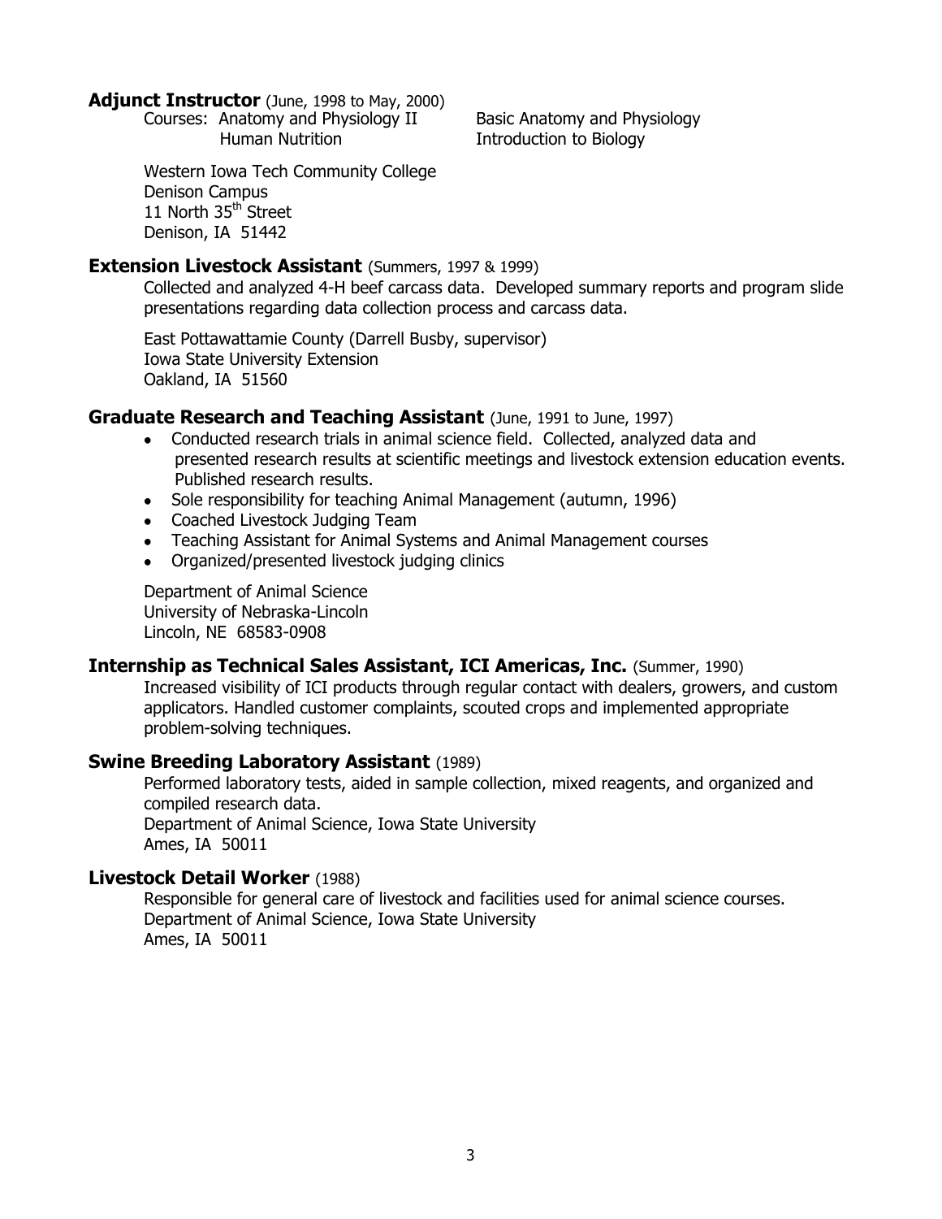**Adjunct Instructor** (June, 1998 to May, 2000)

Courses: Anatomy and Physiology II, Human Nutrition, Basic Anatomy and Physiology, Introduction to Biology

Western Iowa Tech Community College
Denison Campus
11 North 35th Street
Denison, IA 51442

**Extension Livestock Assistant** (Summers, 1997 & 1999)

Collected and analyzed 4-H beef carcass data. Developed summary reports and program slide presentations regarding data collection process and carcass data.

East Pottawattamie County (Darrell Busby, supervisor)
Iowa State University Extension
Oakland, IA 51560

**Graduate Research and Teaching Assistant** (June, 1991 to June, 1997)

- Conducted research trials in animal science field. Collected, analyzed data and presented research results at scientific meetings and livestock extension education events. Published research results.
- Sole responsibility for teaching Animal Management (autumn, 1996)
- Coached Livestock Judging Team
- Teaching Assistant for Animal Systems and Animal Management courses
- Organized/presented livestock judging clinics

Department of Animal Science
University of Nebraska-Lincoln
Lincoln, NE 68583-0908

**Internship as Technical Sales Assistant, ICI Americas, Inc.** (Summer, 1990)

Increased visibility of ICI products through regular contact with dealers, growers, and custom applicators. Handled customer complaints, scouted crops and implemented appropriate problem-solving techniques.

**Swine Breeding Laboratory Assistant** (1989)

Performed laboratory tests, aided in sample collection, mixed reagents, and organized and compiled research data.
Department of Animal Science, Iowa State University
Ames, IA 50011

**Livestock Detail Worker** (1988)

Responsible for general care of livestock and facilities used for animal science courses.
Department of Animal Science, Iowa State University
Ames, IA 50011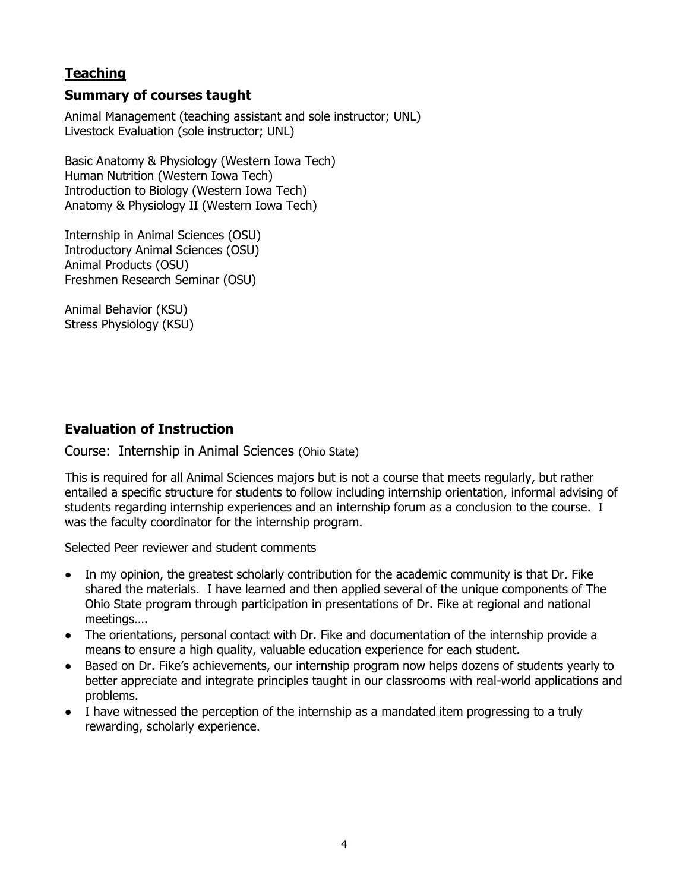## **Teaching**

### Summary of courses taught

Animal Management (teaching assistant and sole instructor; UNL)
Livestock Evaluation (sole instructor; UNL)

Basic Anatomy & Physiology (Western Iowa Tech)
Human Nutrition (Western Iowa Tech)
Introduction to Biology (Western Iowa Tech)
Anatomy & Physiology II (Western Iowa Tech)

Internship in Animal Sciences (OSU)
Introductory Animal Sciences (OSU)
Animal Products (OSU)
Freshmen Research Seminar (OSU)

Animal Behavior (KSU)
Stress Physiology (KSU)

### Evaluation of Instruction

Course: Internship in Animal Sciences (Ohio State)

This is required for all Animal Sciences majors but is not a course that meets regularly, but rather entailed a specific structure for students to follow including internship orientation, informal advising of students regarding internship experiences and an internship forum as a conclusion to the course. I was the faculty coordinator for the internship program.

Selected Peer reviewer and student comments

- In my opinion, the greatest scholarly contribution for the academic community is that Dr. Fike shared the materials. I have learned and then applied several of the unique components of The Ohio State program through participation in presentations of Dr. Fike at regional and national meetings….
- The orientations, personal contact with Dr. Fike and documentation of the internship provide a means to ensure a high quality, valuable education experience for each student.
- Based on Dr. Fike's achievements, our internship program now helps dozens of students yearly to better appreciate and integrate principles taught in our classrooms with real-world applications and problems.
- I have witnessed the perception of the internship as a mandated item progressing to a truly rewarding, scholarly experience.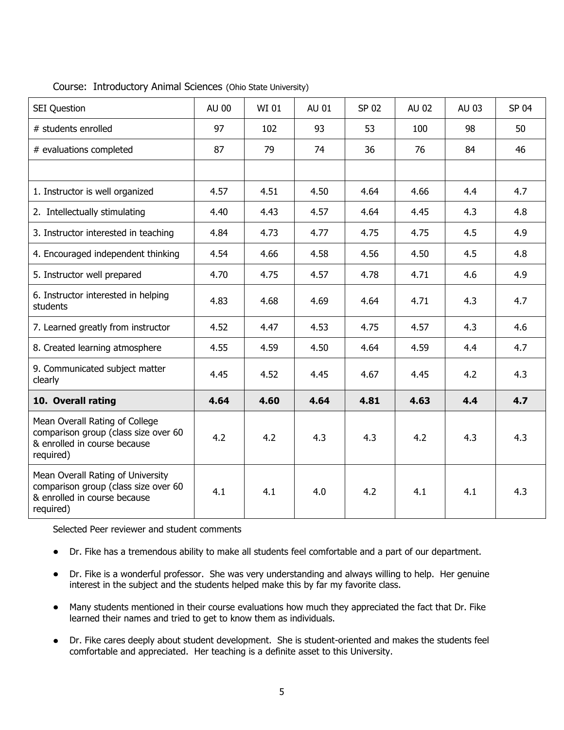Course: Introductory Animal Sciences (Ohio State University)

| SEI Question | AU 00 | WI 01 | AU 01 | SP 02 | AU 02 | AU 03 | SP 04 |
|---|---|---|---|---|---|---|---|
| # students enrolled | 97 | 102 | 93 | 53 | 100 | 98 | 50 |
| # evaluations completed | 87 | 79 | 74 | 36 | 76 | 84 | 46 |
| | | | | | | | |
| 1. Instructor is well organized | 4.57 | 4.51 | 4.50 | 4.64 | 4.66 | 4.4 | 4.7 |
| 2. Intellectually stimulating | 4.40 | 4.43 | 4.57 | 4.64 | 4.45 | 4.3 | 4.8 |
| 3. Instructor interested in teaching | 4.84 | 4.73 | 4.77 | 4.75 | 4.75 | 4.5 | 4.9 |
| 4. Encouraged independent thinking | 4.54 | 4.66 | 4.58 | 4.56 | 4.50 | 4.5 | 4.8 |
| 5. Instructor well prepared | 4.70 | 4.75 | 4.57 | 4.78 | 4.71 | 4.6 | 4.9 |
| 6. Instructor interested in helping students | 4.83 | 4.68 | 4.69 | 4.64 | 4.71 | 4.3 | 4.7 |
| 7. Learned greatly from instructor | 4.52 | 4.47 | 4.53 | 4.75 | 4.57 | 4.3 | 4.6 |
| 8. Created learning atmosphere | 4.55 | 4.59 | 4.50 | 4.64 | 4.59 | 4.4 | 4.7 |
| 9. Communicated subject matter clearly | 4.45 | 4.52 | 4.45 | 4.67 | 4.45 | 4.2 | 4.3 |
| **10. Overall rating** | **4.64** | **4.60** | **4.64** | **4.81** | **4.63** | **4.4** | **4.7** |
| Mean Overall Rating of College comparison group (class size over 60 & enrolled in course because required) | 4.2 | 4.2 | 4.3 | 4.3 | 4.2 | 4.3 | 4.3 |
| Mean Overall Rating of University comparison group (class size over 60 & enrolled in course because required) | 4.1 | 4.1 | 4.0 | 4.2 | 4.1 | 4.1 | 4.3 |

Selected Peer reviewer and student comments

- Dr. Fike has a tremendous ability to make all students feel comfortable and a part of our department.
- Dr. Fike is a wonderful professor. She was very understanding and always willing to help. Her genuine interest in the subject and the students helped make this by far my favorite class.
- Many students mentioned in their course evaluations how much they appreciated the fact that Dr. Fike learned their names and tried to get to know them as individuals.
- Dr. Fike cares deeply about student development. She is student-oriented and makes the students feel comfortable and appreciated. Her teaching is a definite asset to this University.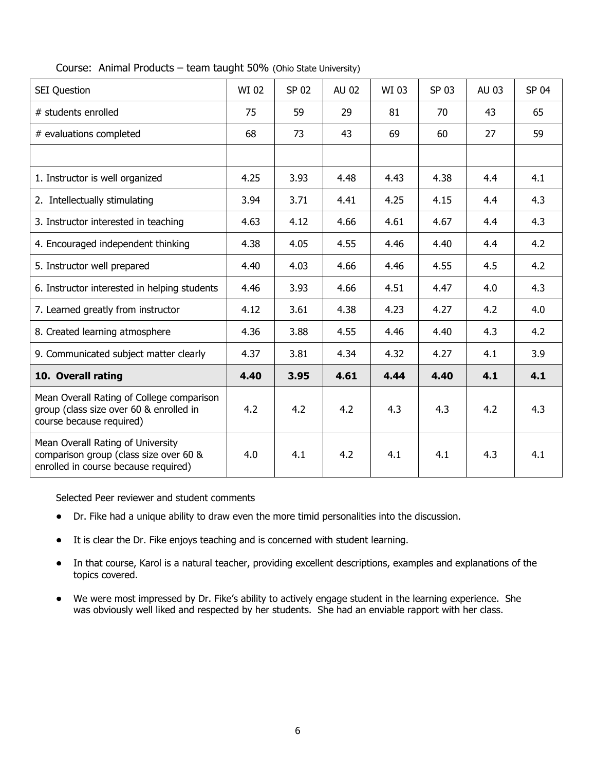Course: Animal Products – team taught 50% (Ohio State University)

| SEI Question | WI 02 | SP 02 | AU 02 | WI 03 | SP 03 | AU 03 | SP 04 |
|---|---|---|---|---|---|---|---|
| # students enrolled | 75 | 59 | 29 | 81 | 70 | 43 | 65 |
| # evaluations completed | 68 | 73 | 43 | 69 | 60 | 27 | 59 |
| | | | | | | | |
| 1. Instructor is well organized | 4.25 | 3.93 | 4.48 | 4.43 | 4.38 | 4.4 | 4.1 |
| 2. Intellectually stimulating | 3.94 | 3.71 | 4.41 | 4.25 | 4.15 | 4.4 | 4.3 |
| 3. Instructor interested in teaching | 4.63 | 4.12 | 4.66 | 4.61 | 4.67 | 4.4 | 4.3 |
| 4. Encouraged independent thinking | 4.38 | 4.05 | 4.55 | 4.46 | 4.40 | 4.4 | 4.2 |
| 5. Instructor well prepared | 4.40 | 4.03 | 4.66 | 4.46 | 4.55 | 4.5 | 4.2 |
| 6. Instructor interested in helping students | 4.46 | 3.93 | 4.66 | 4.51 | 4.47 | 4.0 | 4.3 |
| 7. Learned greatly from instructor | 4.12 | 3.61 | 4.38 | 4.23 | 4.27 | 4.2 | 4.0 |
| 8. Created learning atmosphere | 4.36 | 3.88 | 4.55 | 4.46 | 4.40 | 4.3 | 4.2 |
| 9. Communicated subject matter clearly | 4.37 | 3.81 | 4.34 | 4.32 | 4.27 | 4.1 | 3.9 |
| **10. Overall rating** | **4.40** | **3.95** | **4.61** | **4.44** | **4.40** | **4.1** | **4.1** |
| Mean Overall Rating of College comparison group (class size over 60 & enrolled in course because required) | 4.2 | 4.2 | 4.2 | 4.3 | 4.3 | 4.2 | 4.3 |
| Mean Overall Rating of University comparison group (class size over 60 & enrolled in course because required) | 4.0 | 4.1 | 4.2 | 4.1 | 4.1 | 4.3 | 4.1 |

Selected Peer reviewer and student comments

- Dr. Fike had a unique ability to draw even the more timid personalities into the discussion.
- It is clear the Dr. Fike enjoys teaching and is concerned with student learning.
- In that course, Karol is a natural teacher, providing excellent descriptions, examples and explanations of the topics covered.
- We were most impressed by Dr. Fike's ability to actively engage student in the learning experience. She was obviously well liked and respected by her students. She had an enviable rapport with her class.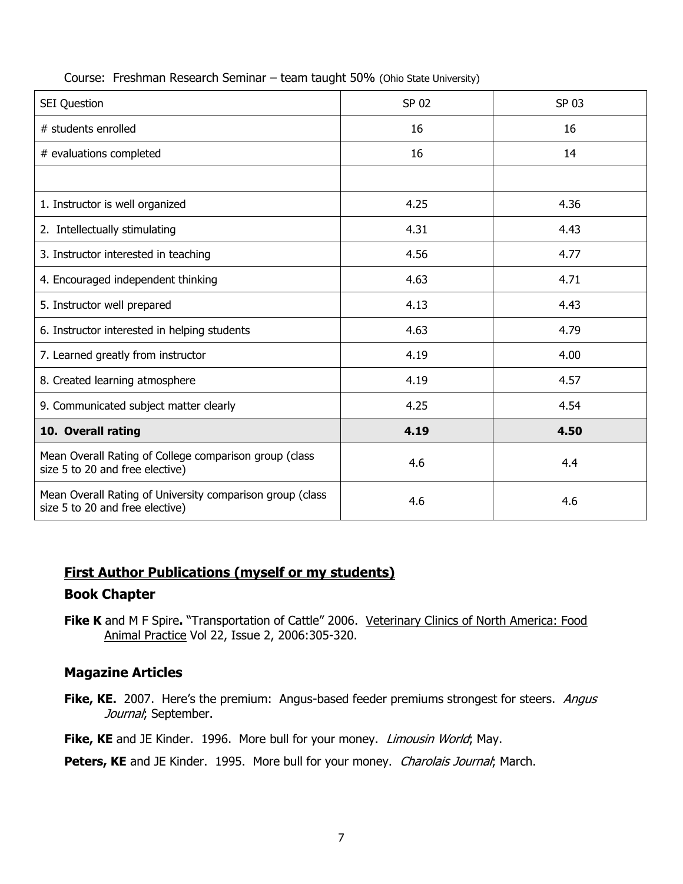Course: Freshman Research Seminar – team taught 50% (Ohio State University)

| SEI Question | SP 02 | SP 03 |
|---|---|---|
| # students enrolled | 16 | 16 |
| # evaluations completed | 16 | 14 |
| | | |
| 1. Instructor is well organized | 4.25 | 4.36 |
| 2. Intellectually stimulating | 4.31 | 4.43 |
| 3. Instructor interested in teaching | 4.56 | 4.77 |
| 4. Encouraged independent thinking | 4.63 | 4.71 |
| 5. Instructor well prepared | 4.13 | 4.43 |
| 6. Instructor interested in helping students | 4.63 | 4.79 |
| 7. Learned greatly from instructor | 4.19 | 4.00 |
| 8. Created learning atmosphere | 4.19 | 4.57 |
| 9. Communicated subject matter clearly | 4.25 | 4.54 |
| **10. Overall rating** | **4.19** | **4.50** |
| Mean Overall Rating of College comparison group (class size 5 to 20 and free elective) | 4.6 | 4.4 |
| Mean Overall Rating of University comparison group (class size 5 to 20 and free elective) | 4.6 | 4.6 |

## First Author Publications (myself or my students)

### Book Chapter

**Fike K** and M F Spire**.** "Transportation of Cattle" 2006. Veterinary Clinics of North America: Food Animal Practice Vol 22, Issue 2, 2006:305-320.

### Magazine Articles

**Fike, KE.** 2007. Here's the premium: Angus-based feeder premiums strongest for steers. *Angus Journal*; September.

**Fike, KE** and JE Kinder. 1996. More bull for your money. *Limousin World*; May.

**Peters, KE** and JE Kinder. 1995. More bull for your money. *Charolais Journal*; March.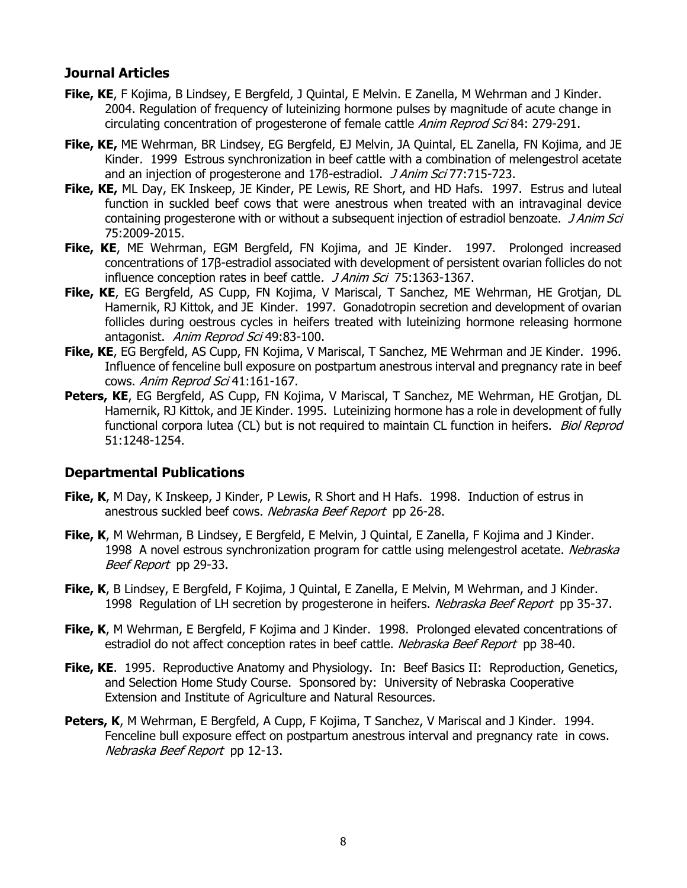## Journal Articles

**Fike, KE**, F Kojima, B Lindsey, E Bergfeld, J Quintal, E Melvin. E Zanella, M Wehrman and J Kinder. 2004. Regulation of frequency of luteinizing hormone pulses by magnitude of acute change in circulating concentration of progesterone of female cattle *Anim Reprod Sci* 84: 279-291.

**Fike, KE,** ME Wehrman, BR Lindsey, EG Bergfeld, EJ Melvin, JA Quintal, EL Zanella, FN Kojima, and JE Kinder. 1999 Estrous synchronization in beef cattle with a combination of melengestrol acetate and an injection of progesterone and 17ß-estradiol. *J Anim Sci* 77:715-723.

**Fike, KE,** ML Day, EK Inskeep, JE Kinder, PE Lewis, RE Short, and HD Hafs. 1997. Estrus and luteal function in suckled beef cows that were anestrous when treated with an intravaginal device containing progesterone with or without a subsequent injection of estradiol benzoate. *J Anim Sci* 75:2009-2015.

**Fike, KE**, ME Wehrman, EGM Bergfeld, FN Kojima, and JE Kinder. 1997. Prolonged increased concentrations of 17β-estradiol associated with development of persistent ovarian follicles do not influence conception rates in beef cattle. *J Anim Sci* 75:1363-1367.

**Fike, KE**, EG Bergfeld, AS Cupp, FN Kojima, V Mariscal, T Sanchez, ME Wehrman, HE Grotjan, DL Hamernik, RJ Kittok, and JE Kinder. 1997. Gonadotropin secretion and development of ovarian follicles during oestrous cycles in heifers treated with luteinizing hormone releasing hormone antagonist. *Anim Reprod Sci* 49:83-100.

**Fike, KE**, EG Bergfeld, AS Cupp, FN Kojima, V Mariscal, T Sanchez, ME Wehrman and JE Kinder. 1996. Influence of fenceline bull exposure on postpartum anestrous interval and pregnancy rate in beef cows. *Anim Reprod Sci* 41:161-167.

**Peters, KE**, EG Bergfeld, AS Cupp, FN Kojima, V Mariscal, T Sanchez, ME Wehrman, HE Grotjan, DL Hamernik, RJ Kittok, and JE Kinder. 1995. Luteinizing hormone has a role in development of fully functional corpora lutea (CL) but is not required to maintain CL function in heifers. *Biol Reprod* 51:1248-1254.

## Departmental Publications

**Fike, K**, M Day, K Inskeep, J Kinder, P Lewis, R Short and H Hafs. 1998. Induction of estrus in anestrous suckled beef cows. *Nebraska Beef Report* pp 26-28.

**Fike, K**, M Wehrman, B Lindsey, E Bergfeld, E Melvin, J Quintal, E Zanella, F Kojima and J Kinder. 1998 A novel estrous synchronization program for cattle using melengestrol acetate. *Nebraska Beef Report* pp 29-33.

**Fike, K**, B Lindsey, E Bergfeld, F Kojima, J Quintal, E Zanella, E Melvin, M Wehrman, and J Kinder. 1998 Regulation of LH secretion by progesterone in heifers. *Nebraska Beef Report* pp 35-37.

**Fike, K**, M Wehrman, E Bergfeld, F Kojima and J Kinder. 1998. Prolonged elevated concentrations of estradiol do not affect conception rates in beef cattle. *Nebraska Beef Report* pp 38-40.

**Fike, KE**. 1995. Reproductive Anatomy and Physiology. In: Beef Basics II: Reproduction, Genetics, and Selection Home Study Course. Sponsored by: University of Nebraska Cooperative Extension and Institute of Agriculture and Natural Resources.

**Peters, K**, M Wehrman, E Bergfeld, A Cupp, F Kojima, T Sanchez, V Mariscal and J Kinder. 1994. Fenceline bull exposure effect on postpartum anestrous interval and pregnancy rate in cows. *Nebraska Beef Report* pp 12-13.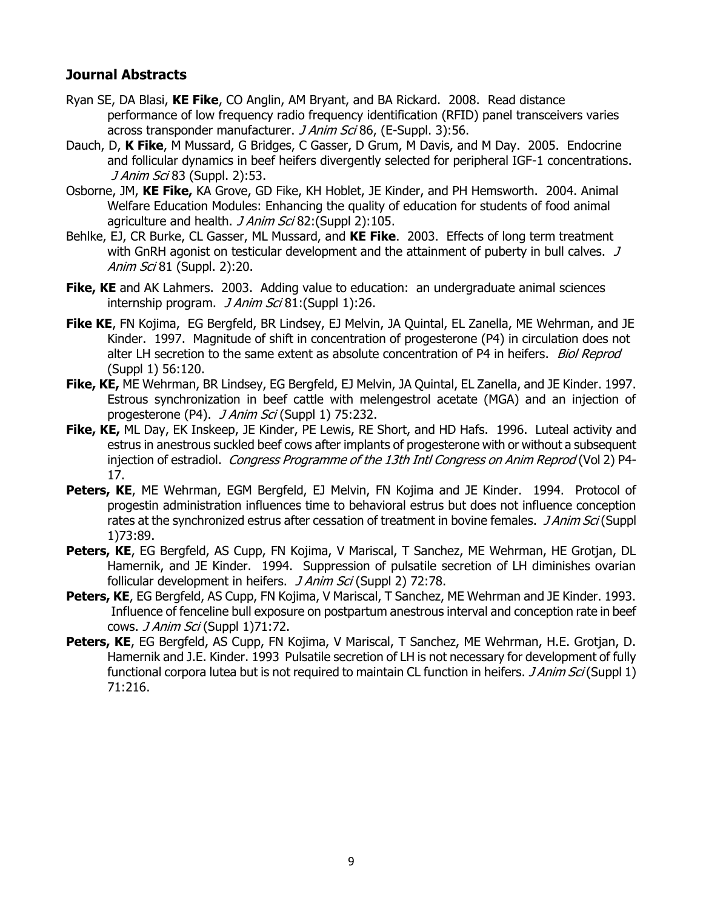## Journal Abstracts

Ryan SE, DA Blasi, **KE Fike**, CO Anglin, AM Bryant, and BA Rickard. 2008. Read distance performance of low frequency radio frequency identification (RFID) panel transceivers varies across transponder manufacturer. *J Anim Sci* 86, (E-Suppl. 3):56.

Dauch, D, **K Fike**, M Mussard, G Bridges, C Gasser, D Grum, M Davis, and M Day. 2005. Endocrine and follicular dynamics in beef heifers divergently selected for peripheral IGF-1 concentrations. *J Anim Sci* 83 (Suppl. 2):53.

Osborne, JM, **KE Fike,** KA Grove, GD Fike, KH Hoblet, JE Kinder, and PH Hemsworth. 2004. Animal Welfare Education Modules: Enhancing the quality of education for students of food animal agriculture and health. *J Anim Sci* 82:(Suppl 2):105.

Behlke, EJ, CR Burke, CL Gasser, ML Mussard, and **KE Fike**. 2003. Effects of long term treatment with GnRH agonist on testicular development and the attainment of puberty in bull calves. *J Anim Sci* 81 (Suppl. 2):20.

**Fike, KE** and AK Lahmers. 2003. Adding value to education: an undergraduate animal sciences internship program. *J Anim Sci* 81:(Suppl 1):26.

**Fike KE**, FN Kojima, EG Bergfeld, BR Lindsey, EJ Melvin, JA Quintal, EL Zanella, ME Wehrman, and JE Kinder. 1997. Magnitude of shift in concentration of progesterone (P4) in circulation does not alter LH secretion to the same extent as absolute concentration of P4 in heifers. *Biol Reprod* (Suppl 1) 56:120.

**Fike, KE,** ME Wehrman, BR Lindsey, EG Bergfeld, EJ Melvin, JA Quintal, EL Zanella, and JE Kinder. 1997. Estrous synchronization in beef cattle with melengestrol acetate (MGA) and an injection of progesterone (P4). *J Anim Sci* (Suppl 1) 75:232.

**Fike, KE,** ML Day, EK Inskeep, JE Kinder, PE Lewis, RE Short, and HD Hafs. 1996. Luteal activity and estrus in anestrous suckled beef cows after implants of progesterone with or without a subsequent injection of estradiol. *Congress Programme of the 13th Intl Congress on Anim Reprod* (Vol 2) P4-17.

**Peters, KE**, ME Wehrman, EGM Bergfeld, EJ Melvin, FN Kojima and JE Kinder. 1994. Protocol of progestin administration influences time to behavioral estrus but does not influence conception rates at the synchronized estrus after cessation of treatment in bovine females. *J Anim Sci* (Suppl 1)73:89.

**Peters, KE**, EG Bergfeld, AS Cupp, FN Kojima, V Mariscal, T Sanchez, ME Wehrman, HE Grotjan, DL Hamernik, and JE Kinder. 1994. Suppression of pulsatile secretion of LH diminishes ovarian follicular development in heifers. *J Anim Sci* (Suppl 2) 72:78.

**Peters, KE**, EG Bergfeld, AS Cupp, FN Kojima, V Mariscal, T Sanchez, ME Wehrman and JE Kinder. 1993. Influence of fenceline bull exposure on postpartum anestrous interval and conception rate in beef cows. *J Anim Sci* (Suppl 1)71:72.

**Peters, KE**, EG Bergfeld, AS Cupp, FN Kojima, V Mariscal, T Sanchez, ME Wehrman, H.E. Grotjan, D. Hamernik and J.E. Kinder. 1993 Pulsatile secretion of LH is not necessary for development of fully functional corpora lutea but is not required to maintain CL function in heifers. *J Anim Sci* (Suppl 1) 71:216.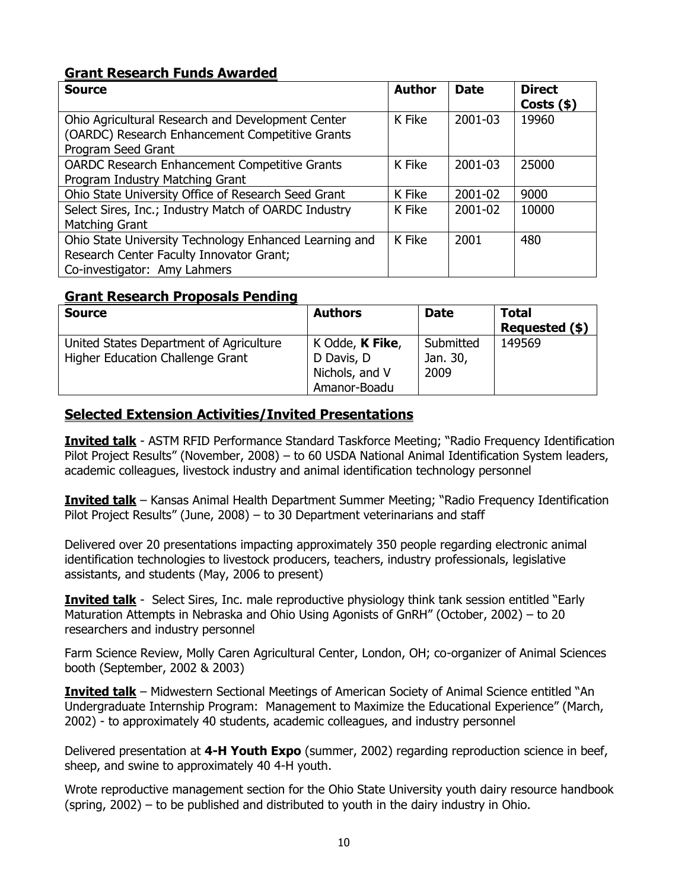## Grant Research Funds Awarded

| Source | Author | Date | Direct Costs ($) |
|---|---|---|---|
| Ohio Agricultural Research and Development Center (OARDC) Research Enhancement Competitive Grants Program Seed Grant | K Fike | 2001-03 | 19960 |
| OARDC Research Enhancement Competitive Grants Program Industry Matching Grant | K Fike | 2001-03 | 25000 |
| Ohio State University Office of Research Seed Grant | K Fike | 2001-02 | 9000 |
| Select Sires, Inc.; Industry Match of OARDC Industry Matching Grant | K Fike | 2001-02 | 10000 |
| Ohio State University Technology Enhanced Learning and Research Center Faculty Innovator Grant; Co-investigator: Amy Lahmers | K Fike | 2001 | 480 |

## Grant Research Proposals Pending

| Source | Authors | Date | Total Requested ($) |
|---|---|---|---|
| United States Department of Agriculture Higher Education Challenge Grant | K Odde, **K Fike**, D Davis, D Nichols, and V Amanor-Boadu | Submitted Jan. 30, 2009 | 149569 |

## Selected Extension Activities/Invited Presentations

**Invited talk** - ASTM RFID Performance Standard Taskforce Meeting; "Radio Frequency Identification Pilot Project Results" (November, 2008) – to 60 USDA National Animal Identification System leaders, academic colleagues, livestock industry and animal identification technology personnel

**Invited talk** – Kansas Animal Health Department Summer Meeting; "Radio Frequency Identification Pilot Project Results" (June, 2008) – to 30 Department veterinarians and staff

Delivered over 20 presentations impacting approximately 350 people regarding electronic animal identification technologies to livestock producers, teachers, industry professionals, legislative assistants, and students (May, 2006 to present)

**Invited talk** - Select Sires, Inc. male reproductive physiology think tank session entitled "Early Maturation Attempts in Nebraska and Ohio Using Agonists of GnRH" (October, 2002) – to 20 researchers and industry personnel

Farm Science Review, Molly Caren Agricultural Center, London, OH; co-organizer of Animal Sciences booth (September, 2002 & 2003)

**Invited talk** – Midwestern Sectional Meetings of American Society of Animal Science entitled "An Undergraduate Internship Program: Management to Maximize the Educational Experience" (March, 2002) - to approximately 40 students, academic colleagues, and industry personnel

Delivered presentation at **4-H Youth Expo** (summer, 2002) regarding reproduction science in beef, sheep, and swine to approximately 40 4-H youth.

Wrote reproductive management section for the Ohio State University youth dairy resource handbook (spring, 2002) – to be published and distributed to youth in the dairy industry in Ohio.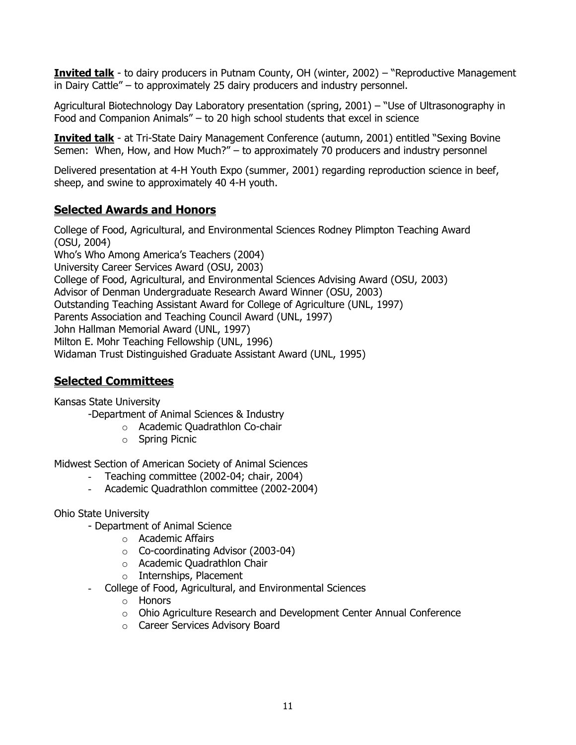**Invited talk** - to dairy producers in Putnam County, OH (winter, 2002) – "Reproductive Management in Dairy Cattle" – to approximately 25 dairy producers and industry personnel.

Agricultural Biotechnology Day Laboratory presentation (spring, 2001) – "Use of Ultrasonography in Food and Companion Animals" – to 20 high school students that excel in science

**Invited talk** - at Tri-State Dairy Management Conference (autumn, 2001) entitled "Sexing Bovine Semen: When, How, and How Much?" – to approximately 70 producers and industry personnel

Delivered presentation at 4-H Youth Expo (summer, 2001) regarding reproduction science in beef, sheep, and swine to approximately 40 4-H youth.

## Selected Awards and Honors

College of Food, Agricultural, and Environmental Sciences Rodney Plimpton Teaching Award (OSU, 2004)
Who's Who Among America's Teachers (2004)
University Career Services Award (OSU, 2003)
College of Food, Agricultural, and Environmental Sciences Advising Award (OSU, 2003)
Advisor of Denman Undergraduate Research Award Winner (OSU, 2003)
Outstanding Teaching Assistant Award for College of Agriculture (UNL, 1997)
Parents Association and Teaching Council Award (UNL, 1997)
John Hallman Memorial Award (UNL, 1997)
Milton E. Mohr Teaching Fellowship (UNL, 1996)
Widaman Trust Distinguished Graduate Assistant Award (UNL, 1995)

## Selected Committees

Kansas State University

- Department of Animal Sciences & Industry
  - Academic Quadrathlon Co-chair
  - Spring Picnic

Midwest Section of American Society of Animal Sciences

- Teaching committee (2002-04; chair, 2004)
- Academic Quadrathlon committee (2002-2004)

Ohio State University

- Department of Animal Science
  - Academic Affairs
  - Co-coordinating Advisor (2003-04)
  - Academic Quadrathlon Chair
  - Internships, Placement
- College of Food, Agricultural, and Environmental Sciences
  - Honors
  - Ohio Agriculture Research and Development Center Annual Conference
  - Career Services Advisory Board